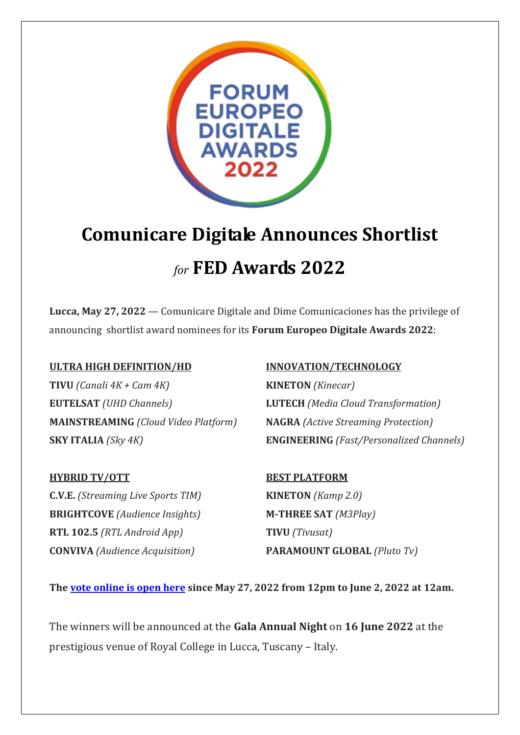FORUM EUROPEO DIGITALE AWARDS 2022

# Comunicare Digitale Announces Shortlist *for* FED Awards 2022

**Lucca, May 27, 2022** — Comunicare Digitale and Dime Comunicaciones has the privilege of announcing shortlist award nominees for its **Forum Europeo Digitale Awards 2022**:

**ULTRA HIGH DEFINITION/HD**

**TIVU** *(Canali 4K + Cam 4K)*
**EUTELSAT** *(UHD Channels)*
**MAINSTREAMING** *(Cloud Video Platform)*
**SKY ITALIA** *(Sky 4K)*

**INNOVATION/TECHNOLOGY**

**KINETON** *(Kinecar)*
**LUTECH** *(Media Cloud Transformation)*
**NAGRA** *(Active Streaming Protection)*
**ENGINEERING** *(Fast/Personalized Channels)*

**HYBRID TV/OTT**

**C.V.E.** *(Streaming Live Sports TIM)*
**BRIGHTCOVE** *(Audience Insights)*
**RTL 102.5** *(RTL Android App)*
**CONVIVA** *(Audience Acquisition)*

**BEST PLATFORM**

**KINETON** *(Kamp 2.0)*
**M-THREE SAT** *(M3Play)*
**TIVU** *(Tivusat)*
**PARAMOUNT GLOBAL** *(Pluto Tv)*

**The vote online is open here since May 27, 2022 from 12pm to June 2, 2022 at 12am.**

The winners will be announced at the **Gala Annual Night** on **16 June 2022** at the prestigious venue of Royal College in Lucca, Tuscany – Italy.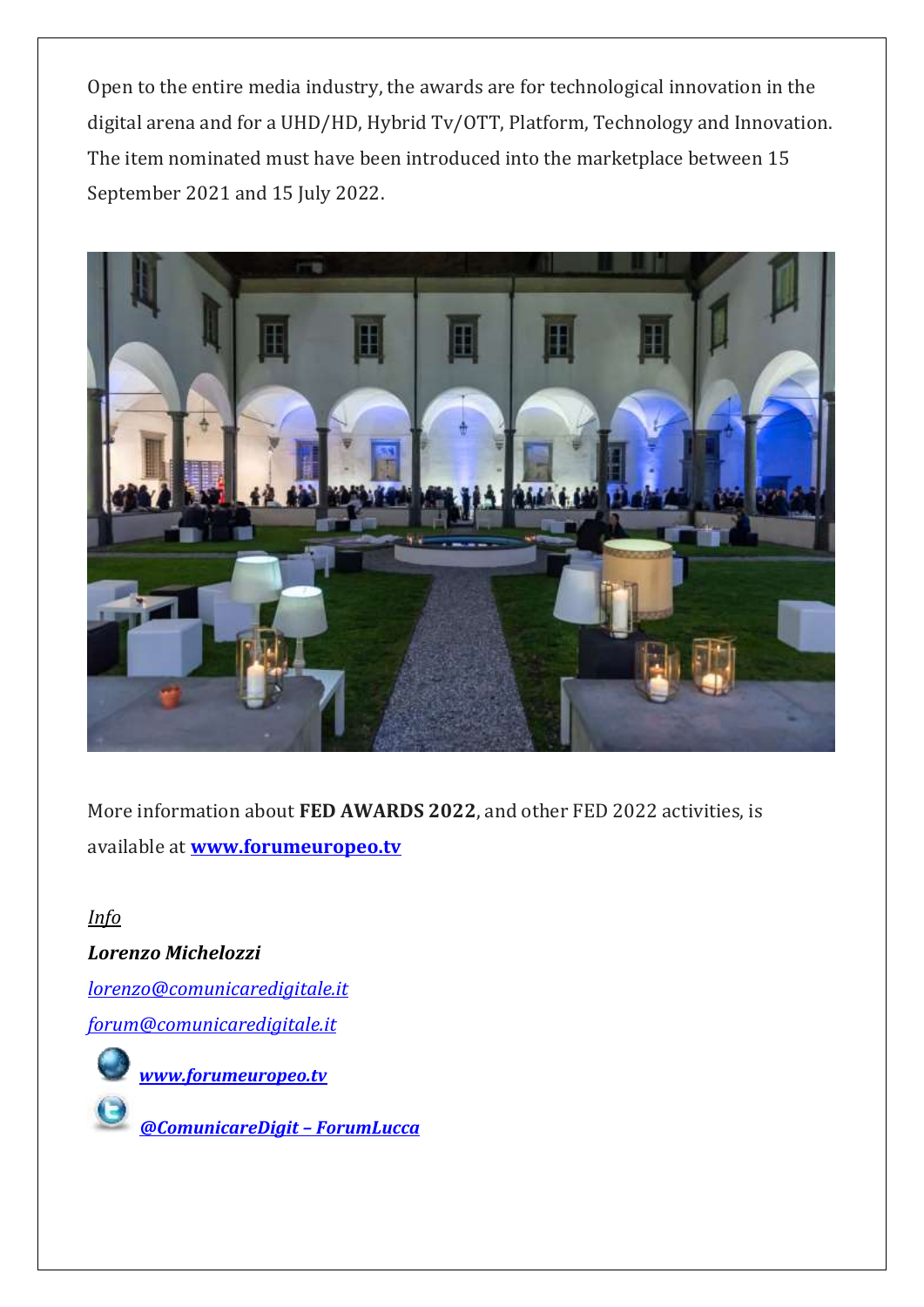Open to the entire media industry, the awards are for technological innovation in the digital arena and for a UHD/HD, Hybrid Tv/OTT, Platform, Technology and Innovation. The item nominated must have been introduced into the marketplace between 15 September 2021 and 15 July 2022.

More information about **FED AWARDS 2022**, and other FED 2022 activities, is available at **[www.forumeuropeo.tv](http://www.forumeuropeo.tv)**

*Info*

***Lorenzo Michelozzi***

*lorenzo@comunicaredigitale.it*

*forum@comunicaredigitale.it*

***www.forumeuropeo.tv***

***@ComunicareDigit – ForumLucca***